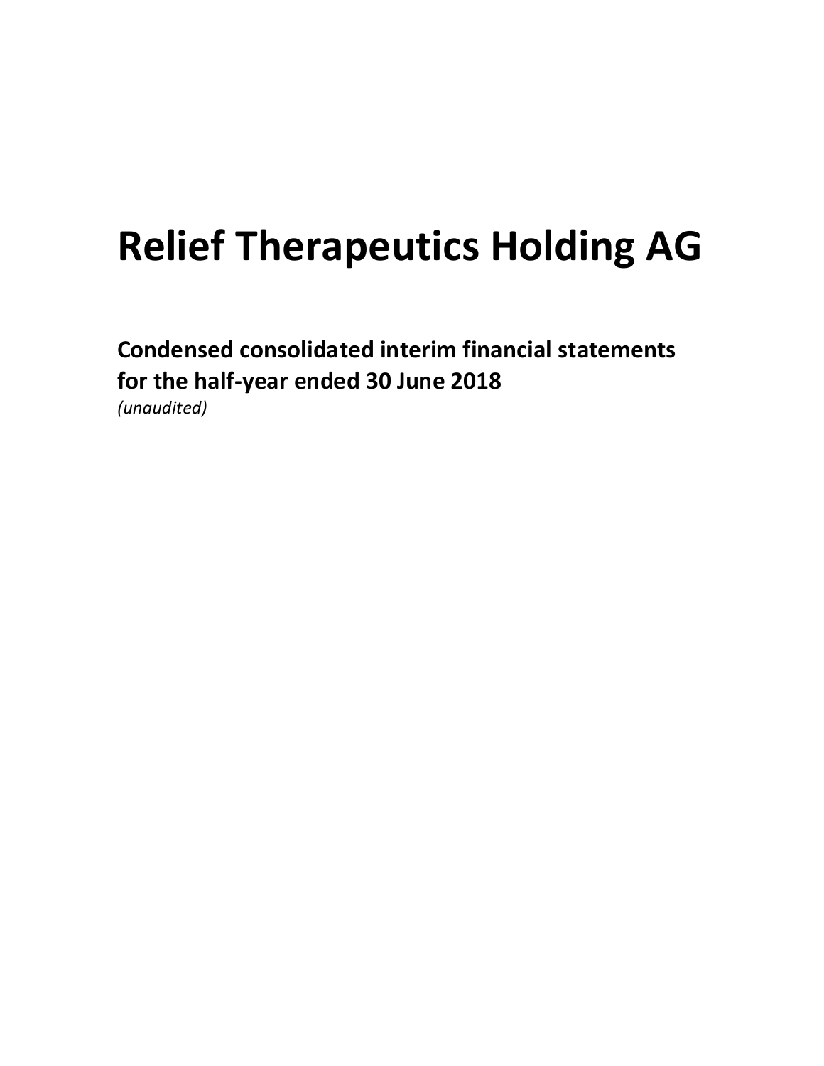# Relief Therapeutics Holding AG

**Condensed consolidated interim financial statements for the half-year ended 30 June 2018**

*(unaudited)*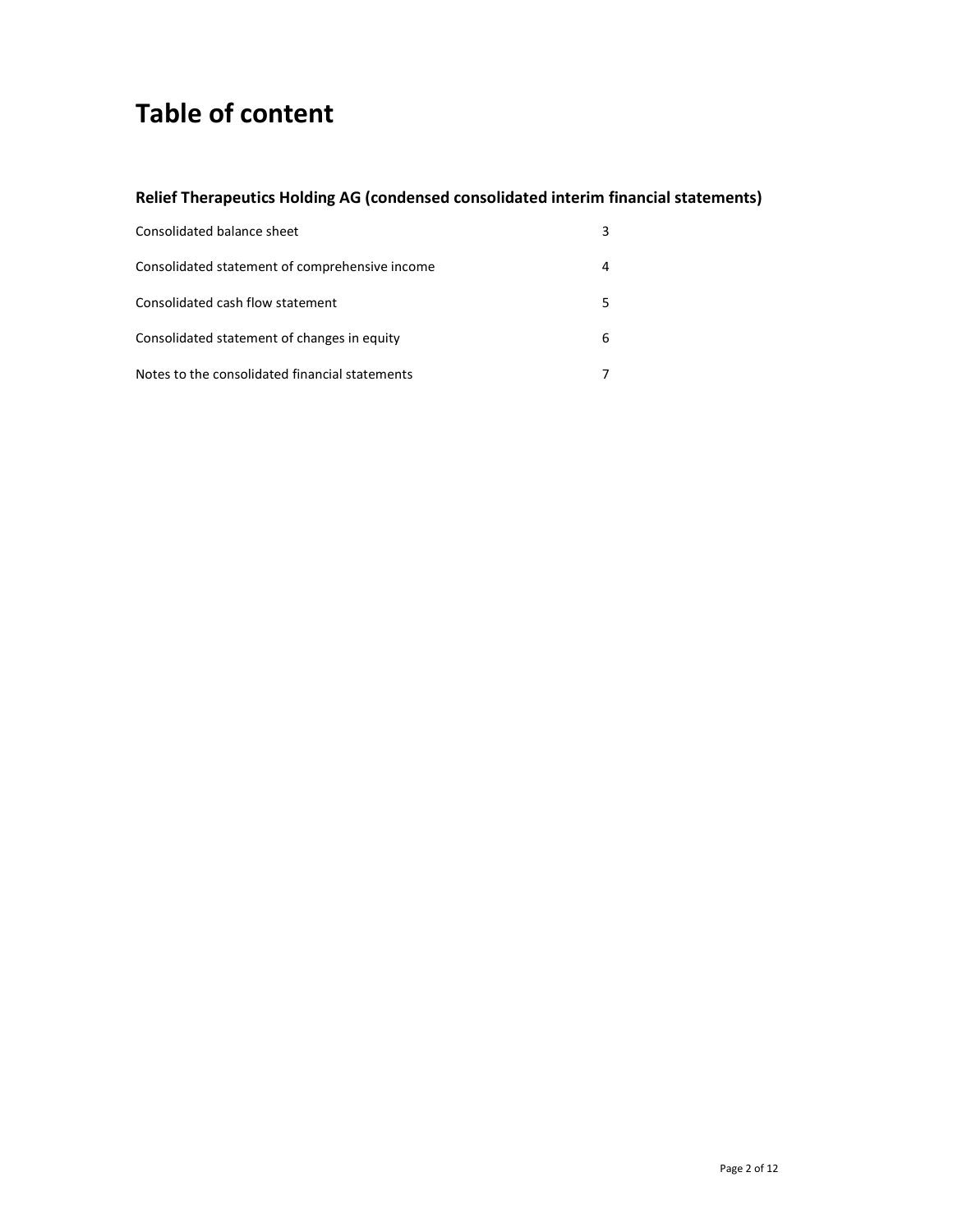# Table of content

## Relief Therapeutics Holding AG (condensed consolidated interim financial statements)

| | |
|---|---|
| Consolidated balance sheet | 3 |
| Consolidated statement of comprehensive income | 4 |
| Consolidated cash flow statement | 5 |
| Consolidated statement of changes in equity | 6 |
| Notes to the consolidated financial statements | 7 |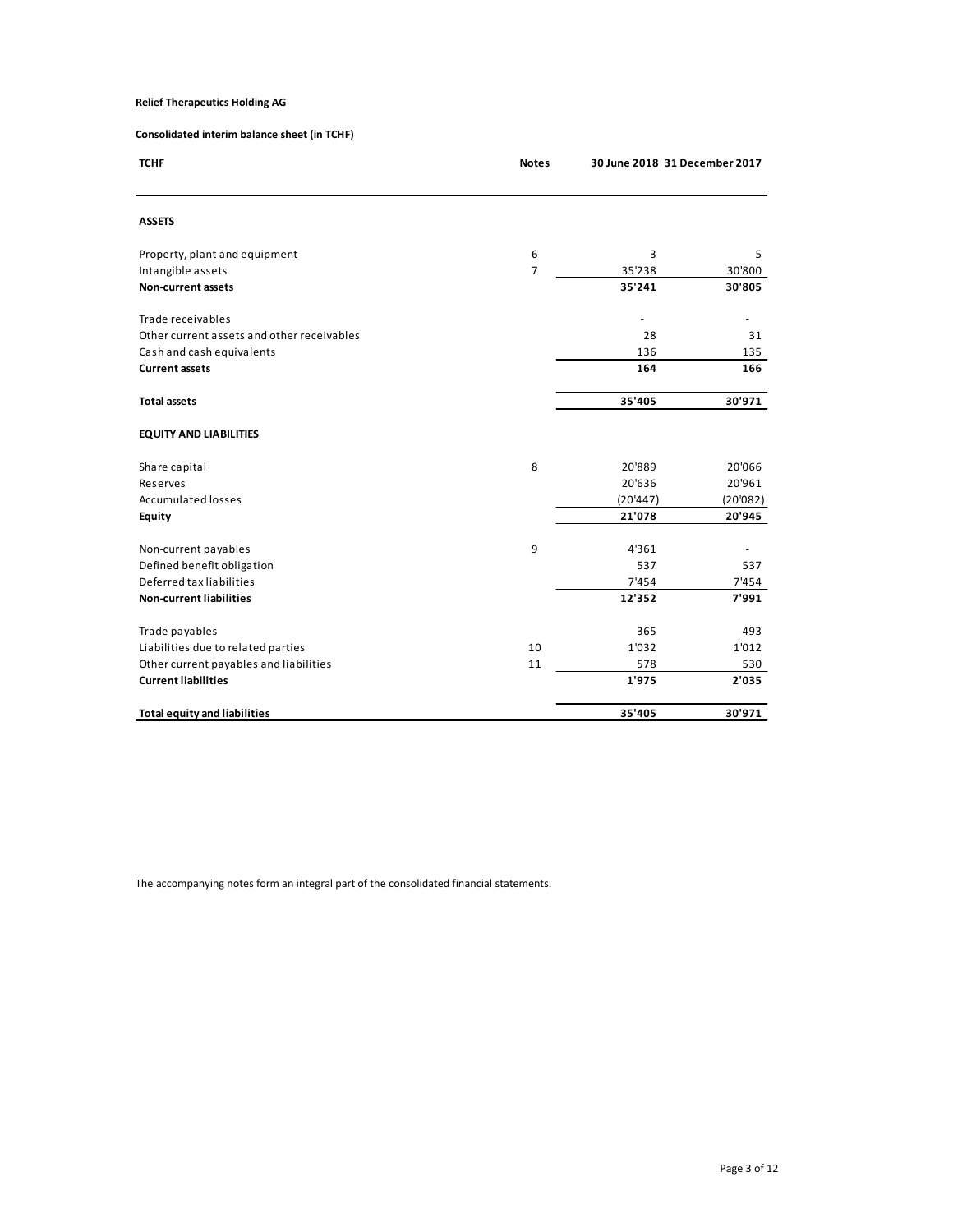**Relief Therapeutics Holding AG**

**Consolidated interim balance sheet (in TCHF)**

| TCHF | Notes | 30 June 2018 | 31 December 2017 |
|---|---|---|---|
| **ASSETS** | | | |
| Property, plant and equipment | 6 | 3 | 5 |
| Intangible assets | 7 | 35'238 | 30'800 |
| **Non-current assets** | | **35'241** | **30'805** |
| Trade receivables | | - | - |
| Other current assets and other receivables | | 28 | 31 |
| Cash and cash equivalents | | 136 | 135 |
| **Current assets** | | **164** | **166** |
| **Total assets** | | **35'405** | **30'971** |
| **EQUITY AND LIABILITIES** | | | |
| Share capital | 8 | 20'889 | 20'066 |
| Reserves | | 20'636 | 20'961 |
| Accumulated losses | | (20'447) | (20'082) |
| **Equity** | | **21'078** | **20'945** |
| Non-current payables | 9 | 4'361 | - |
| Defined benefit obligation | | 537 | 537 |
| Deferred tax liabilities | | 7'454 | 7'454 |
| **Non-current liabilities** | | **12'352** | **7'991** |
| Trade payables | | 365 | 493 |
| Liabilities due to related parties | 10 | 1'032 | 1'012 |
| Other current payables and liabilities | 11 | 578 | 530 |
| **Current liabilities** | | **1'975** | **2'035** |
| **Total equity and liabilities** | | **35'405** | **30'971** |

The accompanying notes form an integral part of the consolidated financial statements.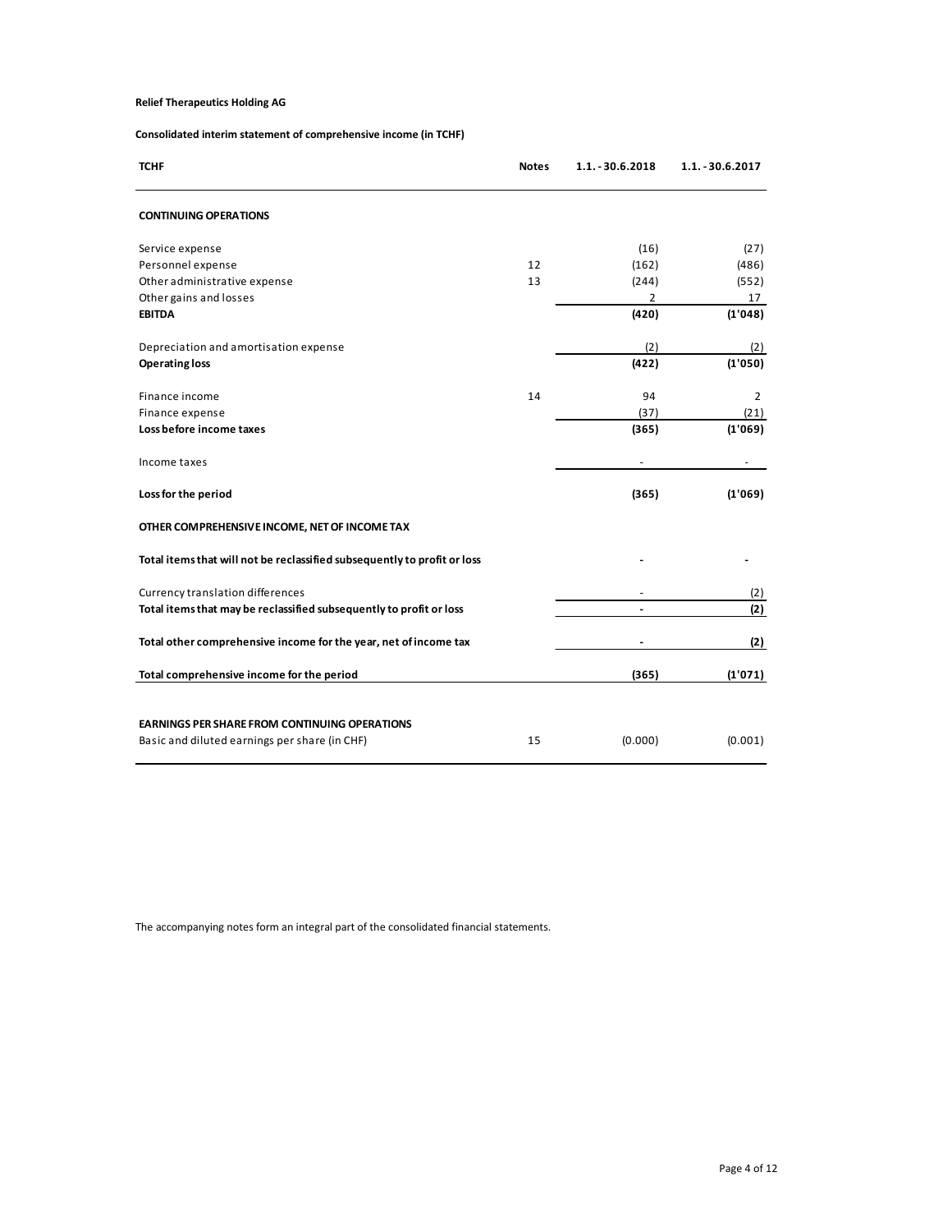**Relief Therapeutics Holding AG**

**Consolidated interim statement of comprehensive income (in TCHF)**

| TCHF | Notes | 1.1. - 30.6.2018 | 1.1. - 30.6.2017 |
|---|---|---|---|
| **CONTINUING OPERATIONS** | | | |
| Service expense | | (16) | (27) |
| Personnel expense | 12 | (162) | (486) |
| Other administrative expense | 13 | (244) | (552) |
| Other gains and losses | | 2 | 17 |
| **EBITDA** | | **(420)** | **(1'048)** |
| Depreciation and amortisation expense | | (2) | (2) |
| **Operating loss** | | **(422)** | **(1'050)** |
| Finance income | 14 | 94 | 2 |
| Finance expense | | (37) | (21) |
| **Loss before income taxes** | | **(365)** | **(1'069)** |
| Income taxes | | - | - |
| **Loss for the period** | | **(365)** | **(1'069)** |
| **OTHER COMPREHENSIVE INCOME, NET OF INCOME TAX** | | | |
| **Total items that will not be reclassified subsequently to profit or loss** | | **-** | **-** |
| Currency translation differences | | - | (2) |
| **Total items that may be reclassified subsequently to profit or loss** | | **-** | **(2)** |
| **Total other comprehensive income for the year, net of income tax** | | **-** | **(2)** |
| **Total comprehensive income for the period** | | **(365)** | **(1'071)** |
| **EARNINGS PER SHARE FROM CONTINUING OPERATIONS** | | | |
| Basic and diluted earnings per share (in CHF) | 15 | (0.000) | (0.001) |

The accompanying notes form an integral part of the consolidated financial statements.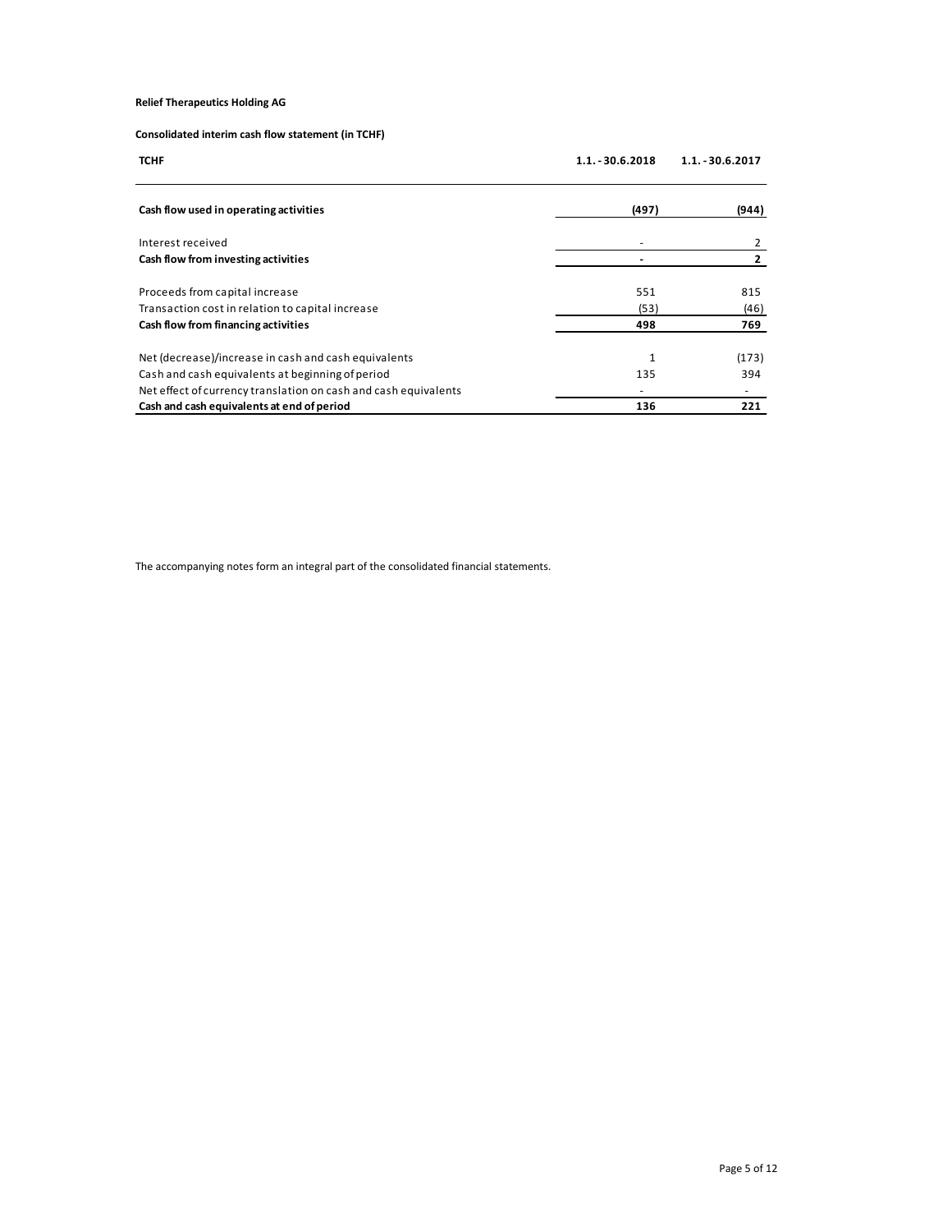**Relief Therapeutics Holding AG**

**Consolidated interim cash flow statement (in TCHF)**

| TCHF | 1.1. - 30.6.2018 | 1.1. - 30.6.2017 |
|---|---|---|
| **Cash flow used in operating activities** | **(497)** | **(944)** |
| Interest received | - | 2 |
| **Cash flow from investing activities** | **-** | **2** |
| Proceeds from capital increase | 551 | 815 |
| Transaction cost in relation to capital increase | (53) | (46) |
| **Cash flow from financing activities** | **498** | **769** |
| Net (decrease)/increase in cash and cash equivalents | 1 | (173) |
| Cash and cash equivalents at beginning of period | 135 | 394 |
| Net effect of currency translation on cash and cash equivalents | - | - |
| **Cash and cash equivalents at end of period** | **136** | **221** |

The accompanying notes form an integral part of the consolidated financial statements.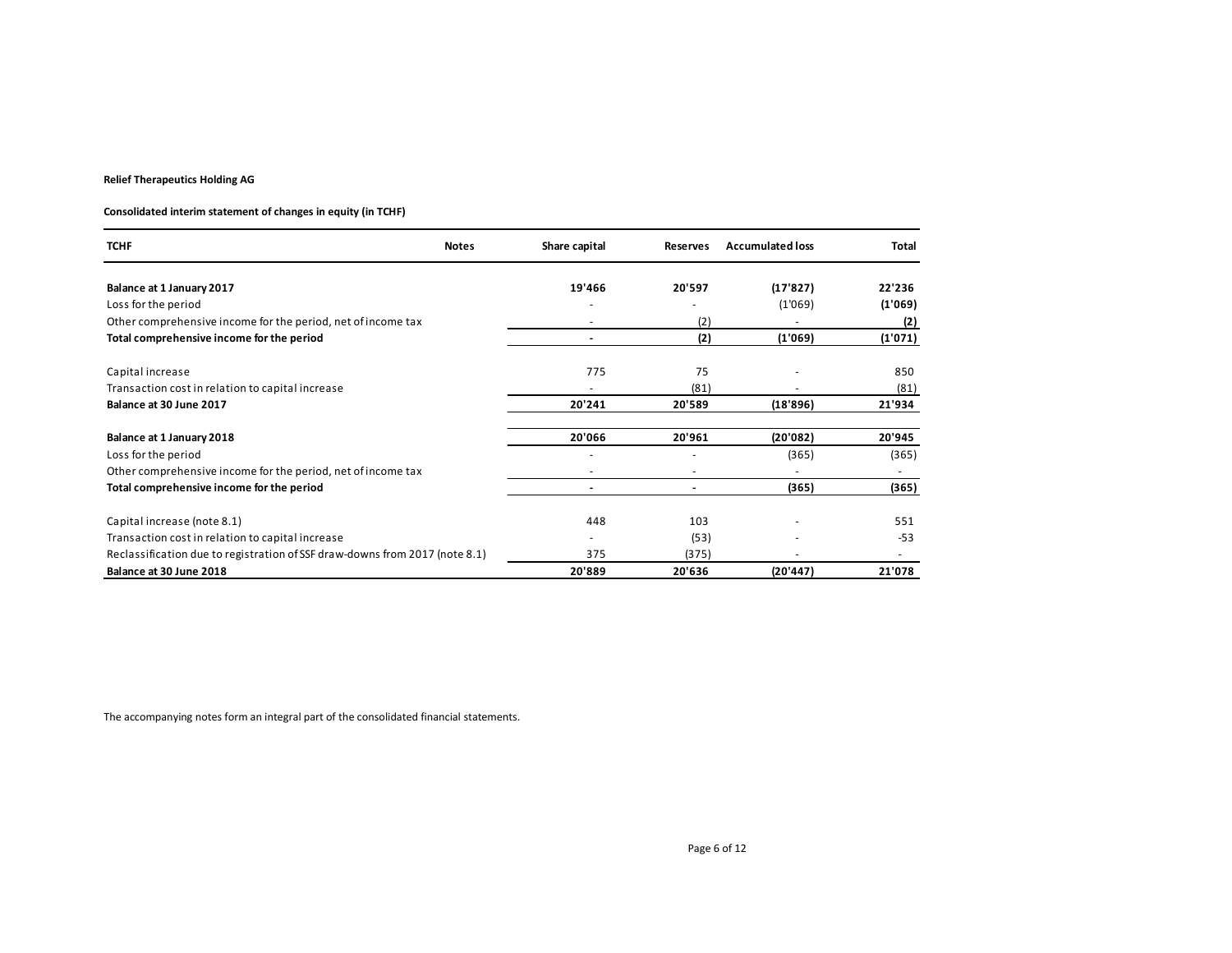**Relief Therapeutics Holding AG**

**Consolidated interim statement of changes in equity (in TCHF)**

| TCHF | Notes | Share capital | Reserves | Accumulated loss | Total |
|---|---|---|---|---|---|
| **Balance at 1 January 2017** | | **19'466** | **20'597** | **(17'827)** | **22'236** |
| Loss for the period | | - | - | (1'069) | **(1'069)** |
| Other comprehensive income for the period, net of income tax | | - | (2) | - | **(2)** |
| **Total comprehensive income for the period** | | **-** | **(2)** | **(1'069)** | **(1'071)** |
| Capital increase | | 775 | 75 | - | 850 |
| Transaction cost in relation to capital increase | | - | (81) | - | (81) |
| **Balance at 30 June 2017** | | **20'241** | **20'589** | **(18'896)** | **21'934** |
| **Balance at 1 January 2018** | | **20'066** | **20'961** | **(20'082)** | **20'945** |
| Loss for the period | | - | - | (365) | (365) |
| Other comprehensive income for the period, net of income tax | | - | - | - | - |
| **Total comprehensive income for the period** | | **-** | **-** | **(365)** | **(365)** |
| Capital increase (note 8.1) | | 448 | 103 | - | 551 |
| Transaction cost in relation to capital increase | | - | (53) | - | -53 |
| Reclassification due to registration of SSF draw-downs from 2017 (note 8.1) | | 375 | (375) | - | - |
| **Balance at 30 June 2018** | | **20'889** | **20'636** | **(20'447)** | **21'078** |

The accompanying notes form an integral part of the consolidated financial statements.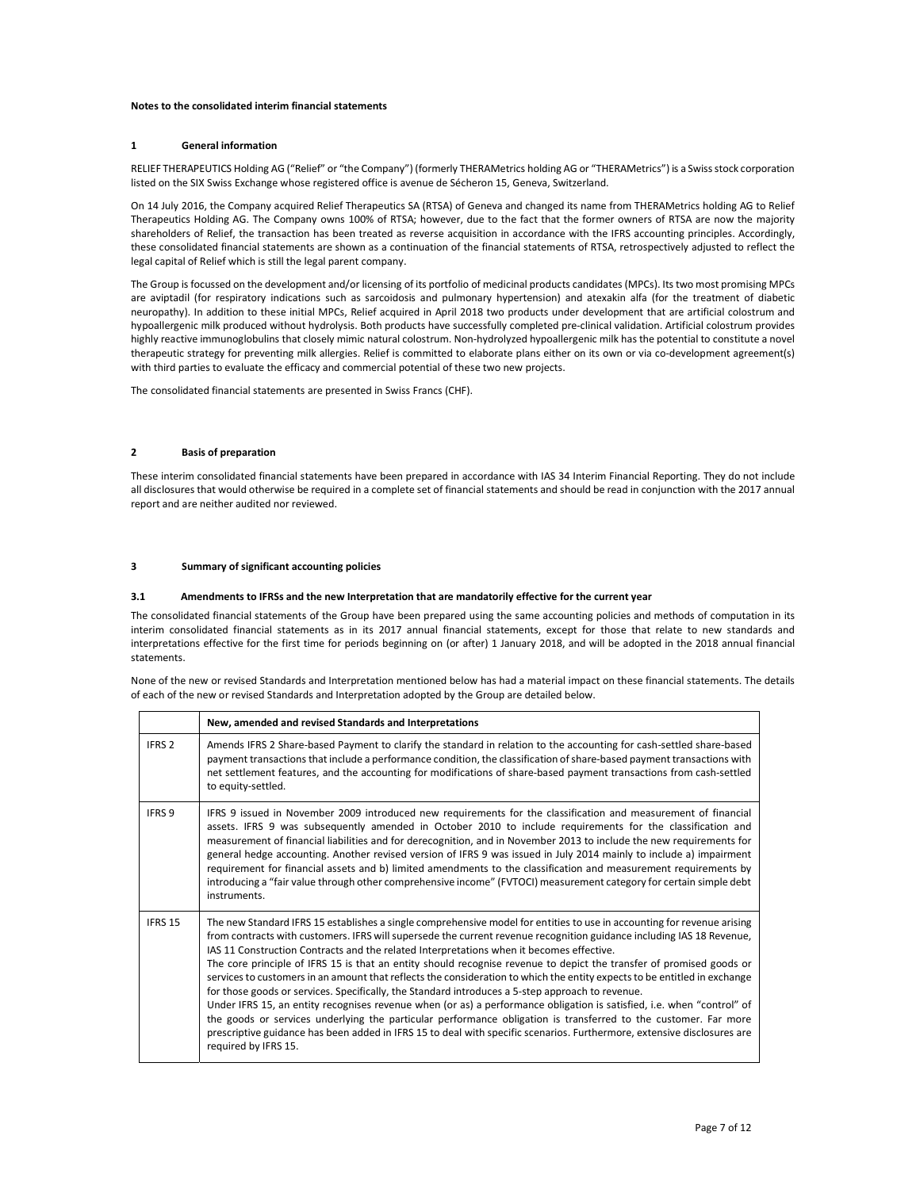**Notes to the consolidated interim financial statements**

## 1 General information

RELIEF THERAPEUTICS Holding AG ("Relief" or "the Company") (formerly THERAMetrics holding AG or "THERAMetrics") is a Swiss stock corporation listed on the SIX Swiss Exchange whose registered office is avenue de Sécheron 15, Geneva, Switzerland.

On 14 July 2016, the Company acquired Relief Therapeutics SA (RTSA) of Geneva and changed its name from THERAMetrics holding AG to Relief Therapeutics Holding AG. The Company owns 100% of RTSA; however, due to the fact that the former owners of RTSA are now the majority shareholders of Relief, the transaction has been treated as reverse acquisition in accordance with the IFRS accounting principles. Accordingly, these consolidated financial statements are shown as a continuation of the financial statements of RTSA, retrospectively adjusted to reflect the legal capital of Relief which is still the legal parent company.

The Group is focussed on the development and/or licensing of its portfolio of medicinal products candidates (MPCs). Its two most promising MPCs are aviptadil (for respiratory indications such as sarcoidosis and pulmonary hypertension) and atexakin alfa (for the treatment of diabetic neuropathy). In addition to these initial MPCs, Relief acquired in April 2018 two products under development that are artificial colostrum and hypoallergenic milk produced without hydrolysis. Both products have successfully completed pre-clinical validation. Artificial colostrum provides highly reactive immunoglobulins that closely mimic natural colostrum. Non-hydrolyzed hypoallergenic milk has the potential to constitute a novel therapeutic strategy for preventing milk allergies. Relief is committed to elaborate plans either on its own or via co-development agreement(s) with third parties to evaluate the efficacy and commercial potential of these two new projects.

The consolidated financial statements are presented in Swiss Francs (CHF).

## 2 Basis of preparation

These interim consolidated financial statements have been prepared in accordance with IAS 34 Interim Financial Reporting. They do not include all disclosures that would otherwise be required in a complete set of financial statements and should be read in conjunction with the 2017 annual report and are neither audited nor reviewed.

## 3 Summary of significant accounting policies

### 3.1 Amendments to IFRSs and the new Interpretation that are mandatorily effective for the current year

The consolidated financial statements of the Group have been prepared using the same accounting policies and methods of computation in its interim consolidated financial statements as in its 2017 annual financial statements, except for those that relate to new standards and interpretations effective for the first time for periods beginning on (or after) 1 January 2018, and will be adopted in the 2018 annual financial statements.

None of the new or revised Standards and Interpretation mentioned below has had a material impact on these financial statements. The details of each of the new or revised Standards and Interpretation adopted by the Group are detailed below.

| | **New, amended and revised Standards and Interpretations** |
|---|---|
| IFRS 2 | Amends IFRS 2 Share-based Payment to clarify the standard in relation to the accounting for cash-settled share-based payment transactions that include a performance condition, the classification of share-based payment transactions with net settlement features, and the accounting for modifications of share-based payment transactions from cash-settled to equity-settled. |
| IFRS 9 | IFRS 9 issued in November 2009 introduced new requirements for the classification and measurement of financial assets. IFRS 9 was subsequently amended in October 2010 to include requirements for the classification and measurement of financial liabilities and for derecognition, and in November 2013 to include the new requirements for general hedge accounting. Another revised version of IFRS 9 was issued in July 2014 mainly to include a) impairment requirement for financial assets and b) limited amendments to the classification and measurement requirements by introducing a "fair value through other comprehensive income" (FVTOCI) measurement category for certain simple debt instruments. |
| IFRS 15 | The new Standard IFRS 15 establishes a single comprehensive model for entities to use in accounting for revenue arising from contracts with customers. IFRS will supersede the current revenue recognition guidance including IAS 18 Revenue, IAS 11 Construction Contracts and the related Interpretations when it becomes effective. The core principle of IFRS 15 is that an entity should recognise revenue to depict the transfer of promised goods or services to customers in an amount that reflects the consideration to which the entity expects to be entitled in exchange for those goods or services. Specifically, the Standard introduces a 5-step approach to revenue. Under IFRS 15, an entity recognises revenue when (or as) a performance obligation is satisfied, i.e. when "control" of the goods or services underlying the particular performance obligation is transferred to the customer. Far more prescriptive guidance has been added in IFRS 15 to deal with specific scenarios. Furthermore, extensive disclosures are required by IFRS 15. |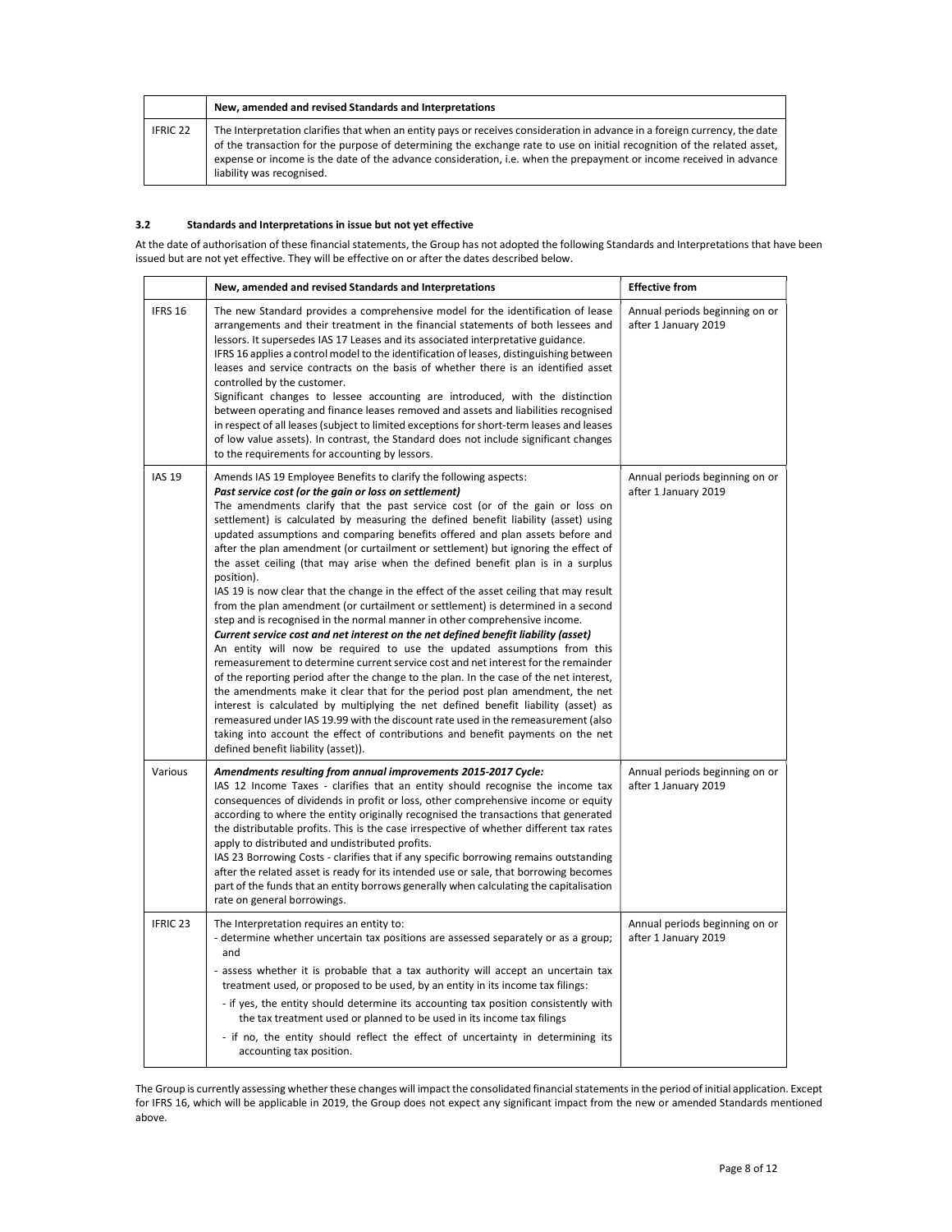| | New, amended and revised Standards and Interpretations |
|---|---|
| IFRIC 22 | The Interpretation clarifies that when an entity pays or receives consideration in advance in a foreign currency, the date of the transaction for the purpose of determining the exchange rate to use on initial recognition of the related asset, expense or income is the date of the advance consideration, i.e. when the prepayment or income received in advance liability was recognised. |

### 3.2 Standards and Interpretations in issue but not yet effective

At the date of authorisation of these financial statements, the Group has not adopted the following Standards and Interpretations that have been issued but are not yet effective. They will be effective on or after the dates described below.

| | New, amended and revised Standards and Interpretations | Effective from |
|---|---|---|
| IFRS 16 | The new Standard provides a comprehensive model for the identification of lease arrangements and their treatment in the financial statements of both lessees and lessors. It supersedes IAS 17 Leases and its associated interpretative guidance.<br>IFRS 16 applies a control model to the identification of leases, distinguishing between leases and service contracts on the basis of whether there is an identified asset controlled by the customer.<br>Significant changes to lessee accounting are introduced, with the distinction between operating and finance leases removed and assets and liabilities recognised in respect of all leases (subject to limited exceptions for short-term leases and leases of low value assets). In contrast, the Standard does not include significant changes to the requirements for accounting by lessors. | Annual periods beginning on or after 1 January 2019 |
| IAS 19 | Amends IAS 19 Employee Benefits to clarify the following aspects:<br>***Past service cost (or the gain or loss on settlement)***<br>The amendments clarify that the past service cost (or of the gain or loss on settlement) is calculated by measuring the defined benefit liability (asset) using updated assumptions and comparing benefits offered and plan assets before and after the plan amendment (or curtailment or settlement) but ignoring the effect of the asset ceiling (that may arise when the defined benefit plan is in a surplus position).<br>IAS 19 is now clear that the change in the effect of the asset ceiling that may result from the plan amendment (or curtailment or settlement) is determined in a second step and is recognised in the normal manner in other comprehensive income.<br>***Current service cost and net interest on the net defined benefit liability (asset)***<br>An entity will now be required to use the updated assumptions from this remeasurement to determine current service cost and net interest for the remainder of the reporting period after the change to the plan. In the case of the net interest, the amendments make it clear that for the period post plan amendment, the net interest is calculated by multiplying the net defined benefit liability (asset) as remeasured under IAS 19.99 with the discount rate used in the remeasurement (also taking into account the effect of contributions and benefit payments on the net defined benefit liability (asset)). | Annual periods beginning on or after 1 January 2019 |
| Various | ***Amendments resulting from annual improvements 2015-2017 Cycle:***<br>IAS 12 Income Taxes - clarifies that an entity should recognise the income tax consequences of dividends in profit or loss, other comprehensive income or equity according to where the entity originally recognised the transactions that generated the distributable profits. This is the case irrespective of whether different tax rates apply to distributed and undistributed profits.<br>IAS 23 Borrowing Costs - clarifies that if any specific borrowing remains outstanding after the related asset is ready for its intended use or sale, that borrowing becomes part of the funds that an entity borrows generally when calculating the capitalisation rate on general borrowings. | Annual periods beginning on or after 1 January 2019 |
| IFRIC 23 | The Interpretation requires an entity to:<br>- determine whether uncertain tax positions are assessed separately or as a group; and<br>- assess whether it is probable that a tax authority will accept an uncertain tax treatment used, or proposed to be used, by an entity in its income tax filings:<br>- if yes, the entity should determine its accounting tax position consistently with the tax treatment used or planned to be used in its income tax filings<br>- if no, the entity should reflect the effect of uncertainty in determining its accounting tax position. | Annual periods beginning on or after 1 January 2019 |

The Group is currently assessing whether these changes will impact the consolidated financial statements in the period of initial application. Except for IFRS 16, which will be applicable in 2019, the Group does not expect any significant impact from the new or amended Standards mentioned above.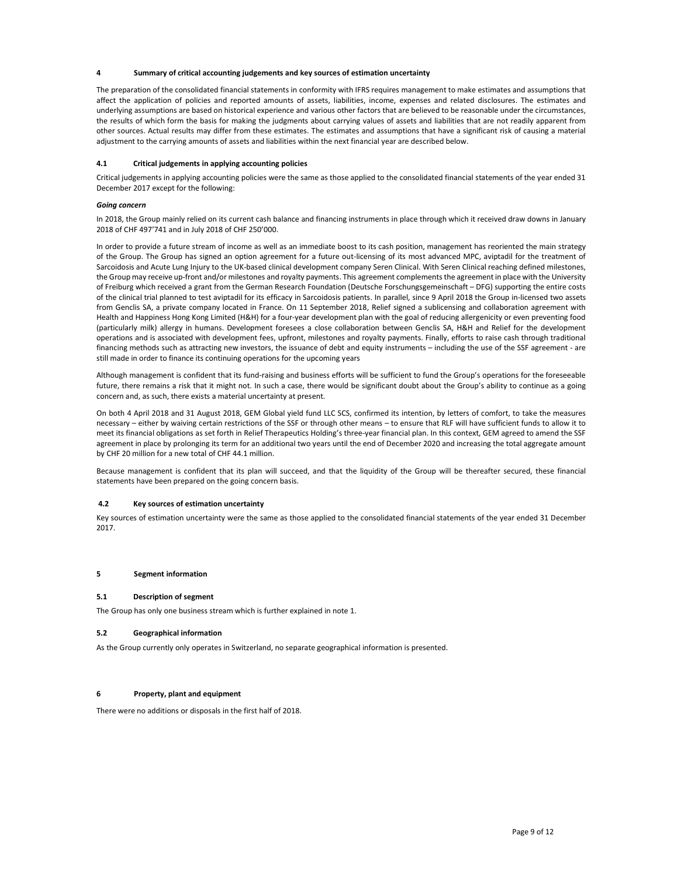## 4 Summary of critical accounting judgements and key sources of estimation uncertainty

The preparation of the consolidated financial statements in conformity with IFRS requires management to make estimates and assumptions that affect the application of policies and reported amounts of assets, liabilities, income, expenses and related disclosures. The estimates and underlying assumptions are based on historical experience and various other factors that are believed to be reasonable under the circumstances, the results of which form the basis for making the judgments about carrying values of assets and liabilities that are not readily apparent from other sources. Actual results may differ from these estimates. The estimates and assumptions that have a significant risk of causing a material adjustment to the carrying amounts of assets and liabilities within the next financial year are described below.

### 4.1 Critical judgements in applying accounting policies

Critical judgements in applying accounting policies were the same as those applied to the consolidated financial statements of the year ended 31 December 2017 except for the following:

***Going concern***

In 2018, the Group mainly relied on its current cash balance and financing instruments in place through which it received draw downs in January 2018 of CHF 497'741 and in July 2018 of CHF 250'000.

In order to provide a future stream of income as well as an immediate boost to its cash position, management has reoriented the main strategy of the Group. The Group has signed an option agreement for a future out-licensing of its most advanced MPC, aviptadil for the treatment of Sarcoidosis and Acute Lung Injury to the UK-based clinical development company Seren Clinical. With Seren Clinical reaching defined milestones, the Group may receive up-front and/or milestones and royalty payments. This agreement complements the agreement in place with the University of Freiburg which received a grant from the German Research Foundation (Deutsche Forschungsgemeinschaft – DFG) supporting the entire costs of the clinical trial planned to test aviptadil for its efficacy in Sarcoidosis patients. In parallel, since 9 April 2018 the Group in-licensed two assets from Genclis SA, a private company located in France. On 11 September 2018, Relief signed a sublicensing and collaboration agreement with Health and Happiness Hong Kong Limited (H&H) for a four-year development plan with the goal of reducing allergenicity or even preventing food (particularly milk) allergy in humans. Development foresees a close collaboration between Genclis SA, H&H and Relief for the development operations and is associated with development fees, upfront, milestones and royalty payments. Finally, efforts to raise cash through traditional financing methods such as attracting new investors, the issuance of debt and equity instruments – including the use of the SSF agreement - are still made in order to finance its continuing operations for the upcoming years

Although management is confident that its fund-raising and business efforts will be sufficient to fund the Group's operations for the foreseeable future, there remains a risk that it might not. In such a case, there would be significant doubt about the Group's ability to continue as a going concern and, as such, there exists a material uncertainty at present.

On both 4 April 2018 and 31 August 2018, GEM Global yield fund LLC SCS, confirmed its intention, by letters of comfort, to take the measures necessary – either by waiving certain restrictions of the SSF or through other means – to ensure that RLF will have sufficient funds to allow it to meet its financial obligations as set forth in Relief Therapeutics Holding's three-year financial plan. In this context, GEM agreed to amend the SSF agreement in place by prolonging its term for an additional two years until the end of December 2020 and increasing the total aggregate amount by CHF 20 million for a new total of CHF 44.1 million.

Because management is confident that its plan will succeed, and that the liquidity of the Group will be thereafter secured, these financial statements have been prepared on the going concern basis.

### 4.2 Key sources of estimation uncertainty

Key sources of estimation uncertainty were the same as those applied to the consolidated financial statements of the year ended 31 December 2017.

## 5 Segment information

### 5.1 Description of segment

The Group has only one business stream which is further explained in note 1.

### 5.2 Geographical information

As the Group currently only operates in Switzerland, no separate geographical information is presented.

## 6 Property, plant and equipment

There were no additions or disposals in the first half of 2018.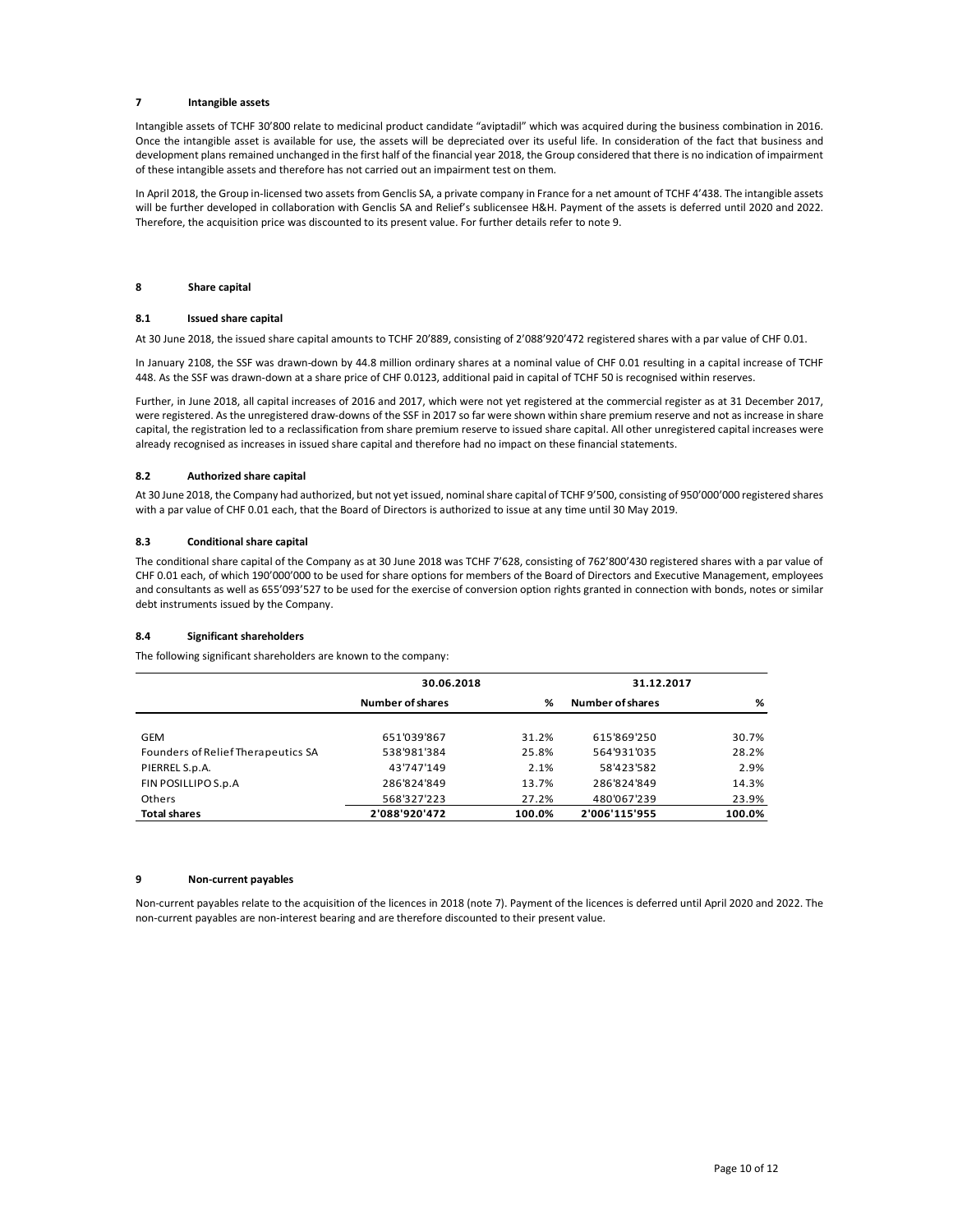## 7 Intangible assets

Intangible assets of TCHF 30'800 relate to medicinal product candidate "aviptadil" which was acquired during the business combination in 2016. Once the intangible asset is available for use, the assets will be depreciated over its useful life. In consideration of the fact that business and development plans remained unchanged in the first half of the financial year 2018, the Group considered that there is no indication of impairment of these intangible assets and therefore has not carried out an impairment test on them.

In April 2018, the Group in-licensed two assets from Genclis SA, a private company in France for a net amount of TCHF 4'438. The intangible assets will be further developed in collaboration with Genclis SA and Relief's sublicensee H&H. Payment of the assets is deferred until 2020 and 2022. Therefore, the acquisition price was discounted to its present value. For further details refer to note 9.

## 8 Share capital

### 8.1 Issued share capital

At 30 June 2018, the issued share capital amounts to TCHF 20'889, consisting of 2'088'920'472 registered shares with a par value of CHF 0.01.

In January 2108, the SSF was drawn-down by 44.8 million ordinary shares at a nominal value of CHF 0.01 resulting in a capital increase of TCHF 448. As the SSF was drawn-down at a share price of CHF 0.0123, additional paid in capital of TCHF 50 is recognised within reserves.

Further, in June 2018, all capital increases of 2016 and 2017, which were not yet registered at the commercial register as at 31 December 2017, were registered. As the unregistered draw-downs of the SSF in 2017 so far were shown within share premium reserve and not as increase in share capital, the registration led to a reclassification from share premium reserve to issued share capital. All other unregistered capital increases were already recognised as increases in issued share capital and therefore had no impact on these financial statements.

### 8.2 Authorized share capital

At 30 June 2018, the Company had authorized, but not yet issued, nominal share capital of TCHF 9'500, consisting of 950'000'000 registered shares with a par value of CHF 0.01 each, that the Board of Directors is authorized to issue at any time until 30 May 2019.

### 8.3 Conditional share capital

The conditional share capital of the Company as at 30 June 2018 was TCHF 7'628, consisting of 762'800'430 registered shares with a par value of CHF 0.01 each, of which 190'000'000 to be used for share options for members of the Board of Directors and Executive Management, employees and consultants as well as 655'093'527 to be used for the exercise of conversion option rights granted in connection with bonds, notes or similar debt instruments issued by the Company.

### 8.4 Significant shareholders

The following significant shareholders are known to the company:

| | 30.06.2018 | | 31.12.2017 | |
|---|---|---|---|---|
| | **Number of shares** | **%** | **Number of shares** | **%** |
| GEM | 651'039'867 | 31.2% | 615'869'250 | 30.7% |
| Founders of Relief Therapeutics SA | 538'981'384 | 25.8% | 564'931'035 | 28.2% |
| PIERREL S.p.A. | 43'747'149 | 2.1% | 58'423'582 | 2.9% |
| FIN POSILLIPO S.p.A | 286'824'849 | 13.7% | 286'824'849 | 14.3% |
| Others | 568'327'223 | 27.2% | 480'067'239 | 23.9% |
| **Total shares** | **2'088'920'472** | **100.0%** | **2'006'115'955** | **100.0%** |

## 9 Non-current payables

Non-current payables relate to the acquisition of the licences in 2018 (note 7). Payment of the licences is deferred until April 2020 and 2022. The non-current payables are non-interest bearing and are therefore discounted to their present value.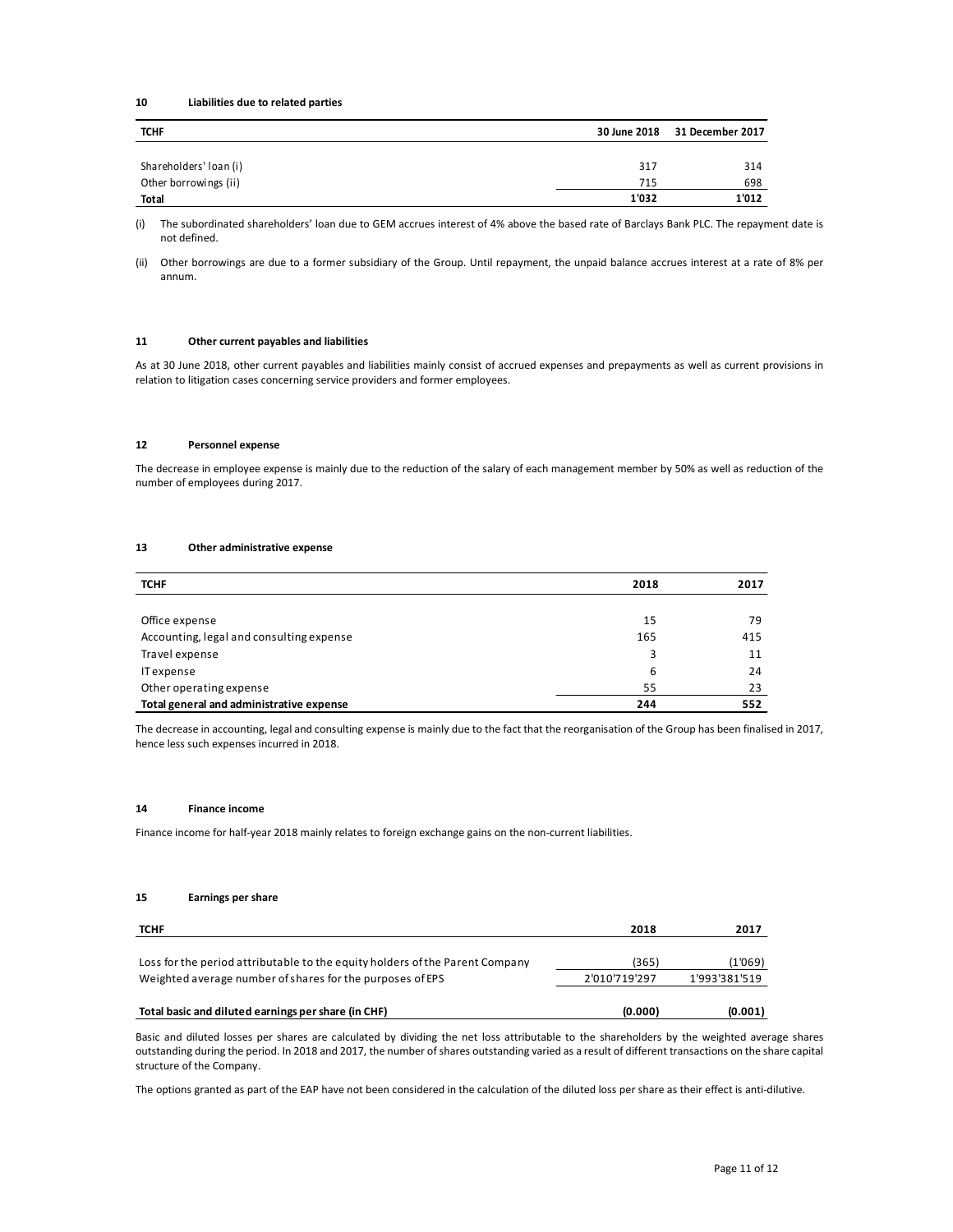## 10 Liabilities due to related parties

| TCHF | 30 June 2018 | 31 December 2017 |
|---|---|---|
| Shareholders' loan (i) | 317 | 314 |
| Other borrowings (ii) | 715 | 698 |
| **Total** | **1'032** | **1'012** |

(i) The subordinated shareholders' loan due to GEM accrues interest of 4% above the based rate of Barclays Bank PLC. The repayment date is not defined.

(ii) Other borrowings are due to a former subsidiary of the Group. Until repayment, the unpaid balance accrues interest at a rate of 8% per annum.

## 11 Other current payables and liabilities

As at 30 June 2018, other current payables and liabilities mainly consist of accrued expenses and prepayments as well as current provisions in relation to litigation cases concerning service providers and former employees.

## 12 Personnel expense

The decrease in employee expense is mainly due to the reduction of the salary of each management member by 50% as well as reduction of the number of employees during 2017.

## 13 Other administrative expense

| TCHF | 2018 | 2017 |
|---|---|---|
| Office expense | 15 | 79 |
| Accounting, legal and consulting expense | 165 | 415 |
| Travel expense | 3 | 11 |
| IT expense | 6 | 24 |
| Other operating expense | 55 | 23 |
| **Total general and administrative expense** | **244** | **552** |

The decrease in accounting, legal and consulting expense is mainly due to the fact that the reorganisation of the Group has been finalised in 2017, hence less such expenses incurred in 2018.

## 14 Finance income

Finance income for half-year 2018 mainly relates to foreign exchange gains on the non-current liabilities.

## 15 Earnings per share

| TCHF | 2018 | 2017 |
|---|---|---|
| Loss for the period attributable to the equity holders of the Parent Company | (365) | (1'069) |
| Weighted average number of shares for the purposes of EPS | 2'010'719'297 | 1'993'381'519 |
| **Total basic and diluted earnings per share (in CHF)** | **(0.000)** | **(0.001)** |

Basic and diluted losses per shares are calculated by dividing the net loss attributable to the shareholders by the weighted average shares outstanding during the period. In 2018 and 2017, the number of shares outstanding varied as a result of different transactions on the share capital structure of the Company.

The options granted as part of the EAP have not been considered in the calculation of the diluted loss per share as their effect is anti-dilutive.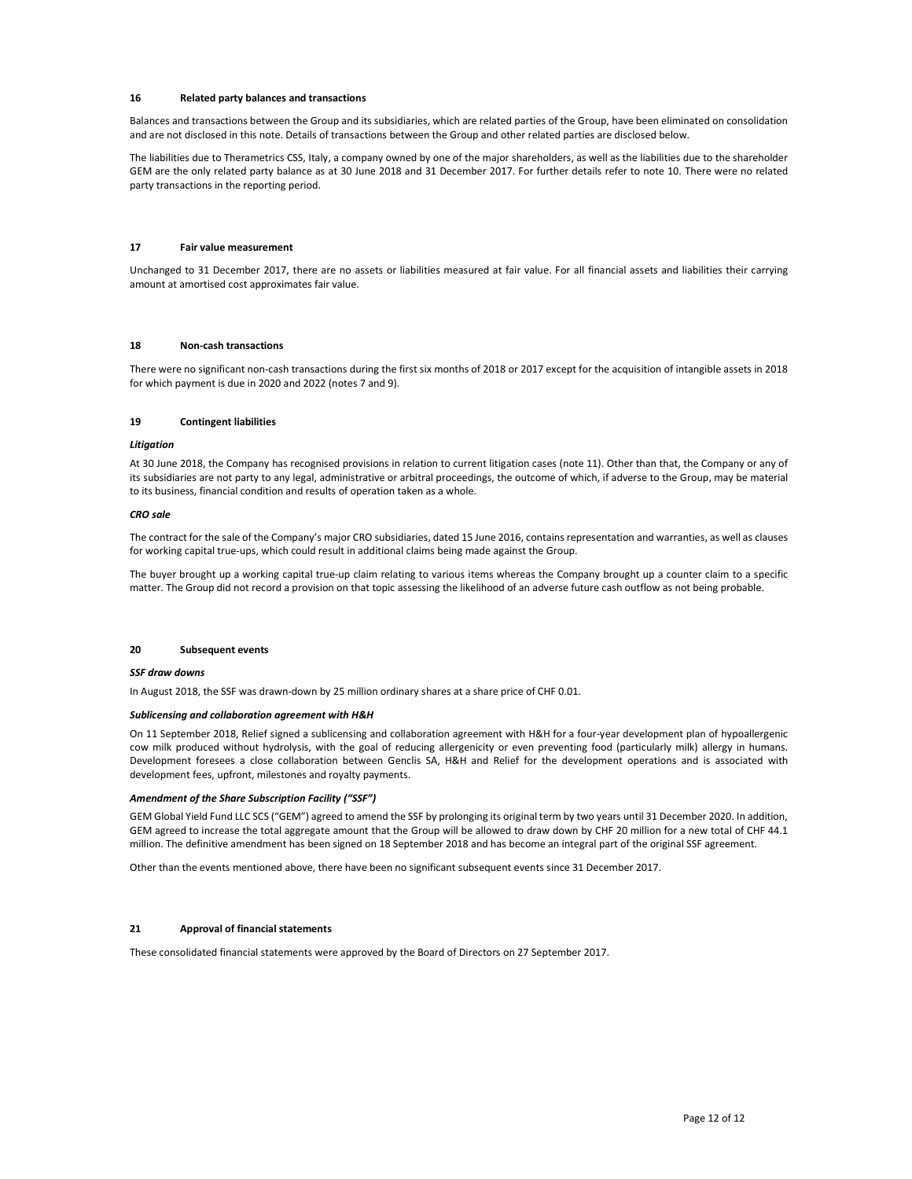## 16 Related party balances and transactions

Balances and transactions between the Group and its subsidiaries, which are related parties of the Group, have been eliminated on consolidation and are not disclosed in this note. Details of transactions between the Group and other related parties are disclosed below.

The liabilities due to Therametrics CSS, Italy, a company owned by one of the major shareholders, as well as the liabilities due to the shareholder GEM are the only related party balance as at 30 June 2018 and 31 December 2017. For further details refer to note 10. There were no related party transactions in the reporting period.

## 17 Fair value measurement

Unchanged to 31 December 2017, there are no assets or liabilities measured at fair value. For all financial assets and liabilities their carrying amount at amortised cost approximates fair value.

## 18 Non-cash transactions

There were no significant non-cash transactions during the first six months of 2018 or 2017 except for the acquisition of intangible assets in 2018 for which payment is due in 2020 and 2022 (notes 7 and 9).

## 19 Contingent liabilities

***Litigation***

At 30 June 2018, the Company has recognised provisions in relation to current litigation cases (note 11). Other than that, the Company or any of its subsidiaries are not party to any legal, administrative or arbitral proceedings, the outcome of which, if adverse to the Group, may be material to its business, financial condition and results of operation taken as a whole.

***CRO sale***

The contract for the sale of the Company's major CRO subsidiaries, dated 15 June 2016, contains representation and warranties, as well as clauses for working capital true-ups, which could result in additional claims being made against the Group.

The buyer brought up a working capital true-up claim relating to various items whereas the Company brought up a counter claim to a specific matter. The Group did not record a provision on that topic assessing the likelihood of an adverse future cash outflow as not being probable.

## 20 Subsequent events

***SSF draw downs***

In August 2018, the SSF was drawn-down by 25 million ordinary shares at a share price of CHF 0.01.

***Sublicensing and collaboration agreement with H&H***

On 11 September 2018, Relief signed a sublicensing and collaboration agreement with H&H for a four-year development plan of hypoallergenic cow milk produced without hydrolysis, with the goal of reducing allergenicity or even preventing food (particularly milk) allergy in humans. Development foresees a close collaboration between Genclis SA, H&H and Relief for the development operations and is associated with development fees, upfront, milestones and royalty payments.

***Amendment of the Share Subscription Facility ("SSF")***

GEM Global Yield Fund LLC SCS ("GEM") agreed to amend the SSF by prolonging its original term by two years until 31 December 2020. In addition, GEM agreed to increase the total aggregate amount that the Group will be allowed to draw down by CHF 20 million for a new total of CHF 44.1 million. The definitive amendment has been signed on 18 September 2018 and has become an integral part of the original SSF agreement.

Other than the events mentioned above, there have been no significant subsequent events since 31 December 2017.

## 21 Approval of financial statements

These consolidated financial statements were approved by the Board of Directors on 27 September 2017.